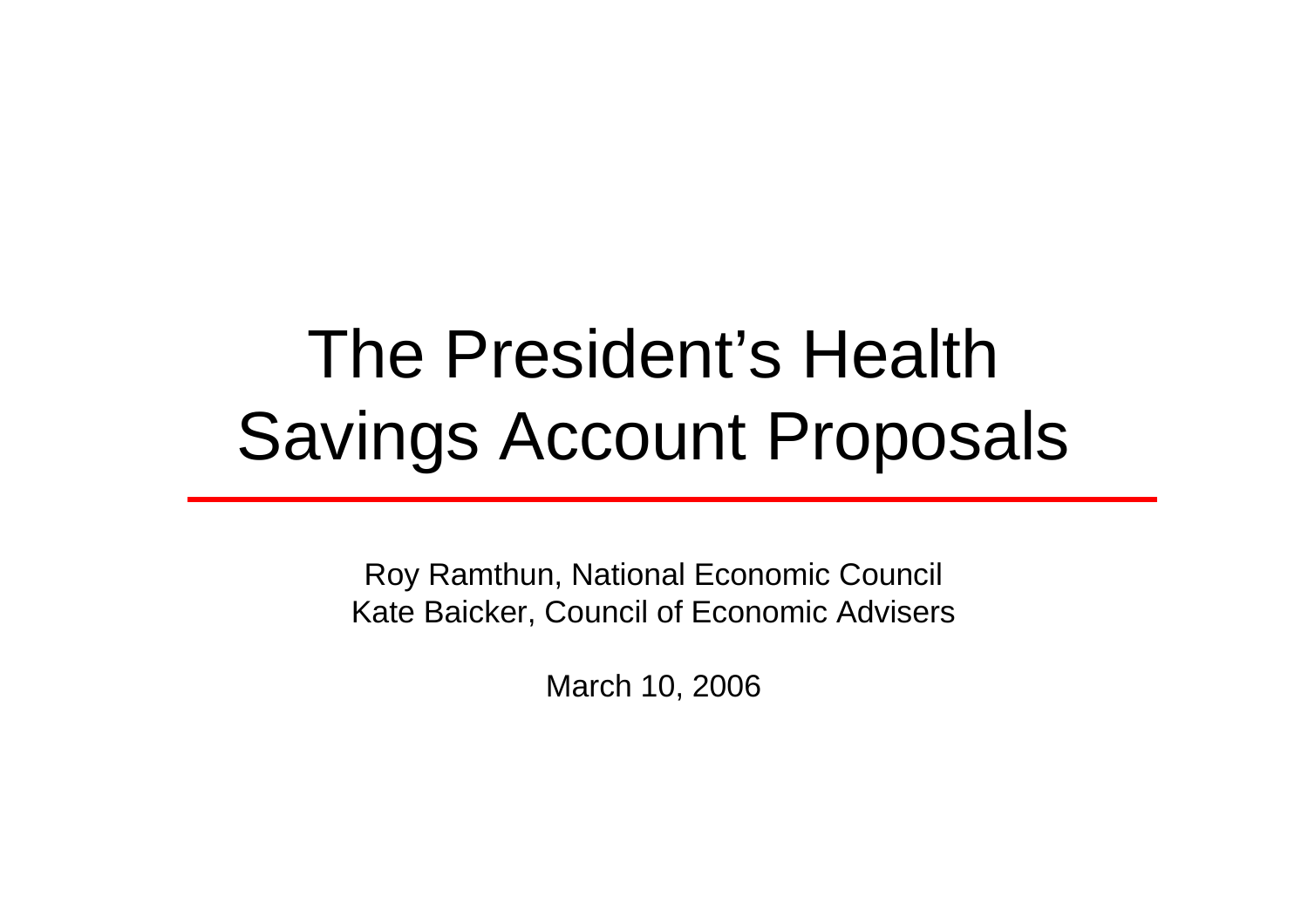# The President's Health Savings Account Proposals

Roy Ramthun, National Economic Council
Kate Baicker, Council of Economic Advisers

March 10, 2006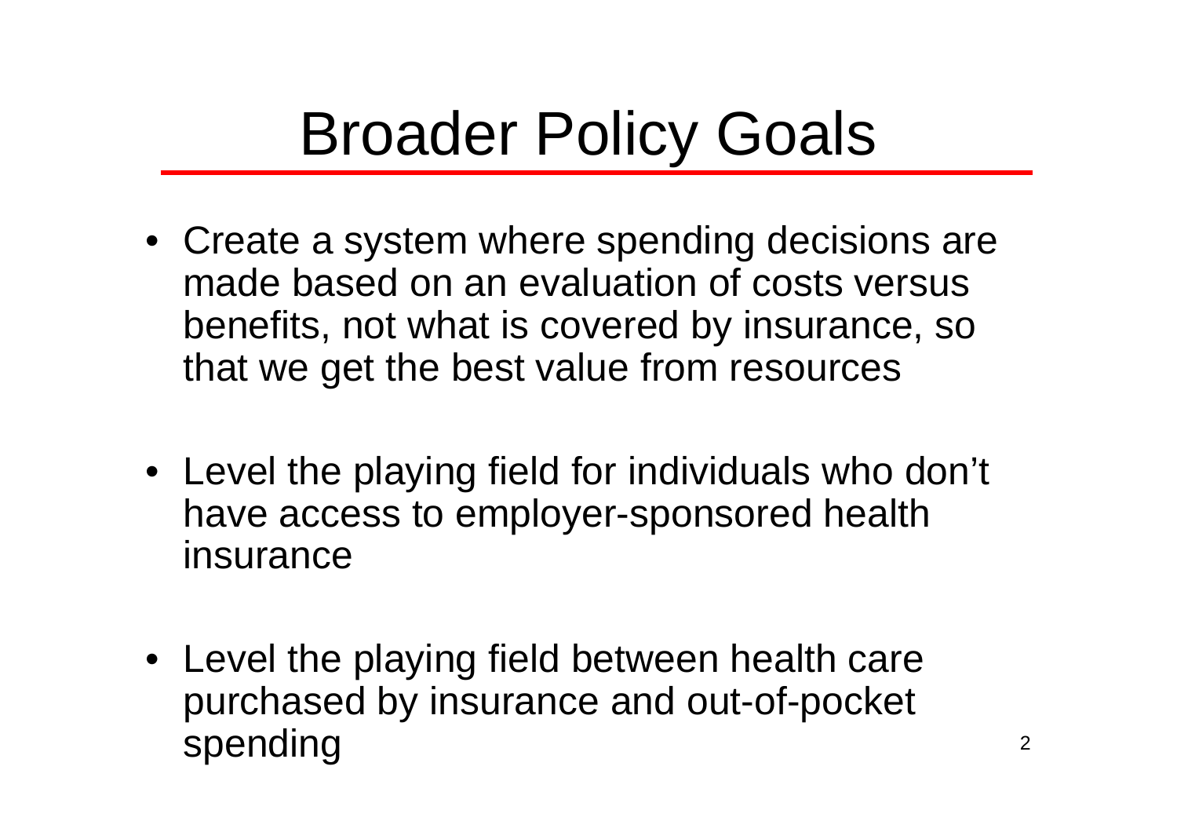# Broader Policy Goals

- Create a system where spending decisions are made based on an evaluation of costs versus benefits, not what is covered by insurance, so that we get the best value from resources
- Level the playing field for individuals who don't have access to employer-sponsored health insurance
- Level the playing field between health care purchased by insurance and out-of-pocket spending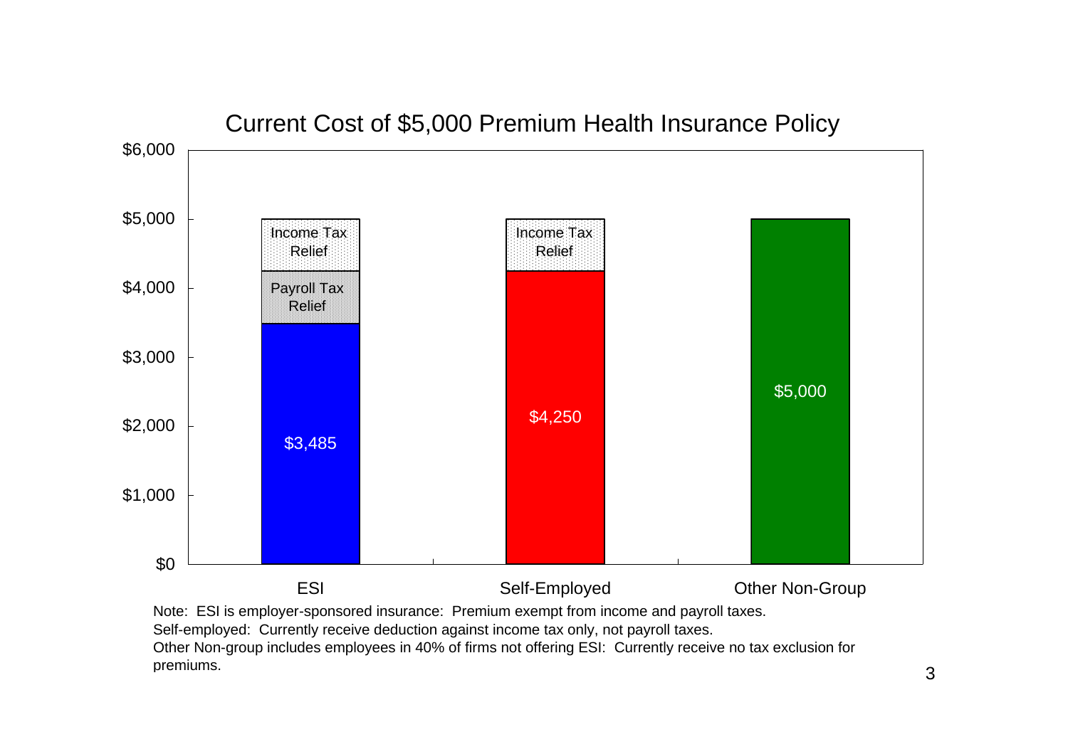## Current Cost of $5,000 Premium Health Insurance Policy

| | ESI | Self-Employed | Other Non-Group |
|---|---|---|---|
| Income Tax Relief | (stacked above Payroll Tax Relief, up to $5,000) | (stacked above $4,250, up to $5,000) | |
| Payroll Tax Relief | (stacked above $3,485) | | |
| Cost | $3,485 | $4,250 | $5,000 |

Note: ESI is employer-sponsored insurance: Premium exempt from income and payroll taxes.
Self-employed: Currently receive deduction against income tax only, not payroll taxes.
Other Non-group includes employees in 40% of firms not offering ESI: Currently receive no tax exclusion for premiums.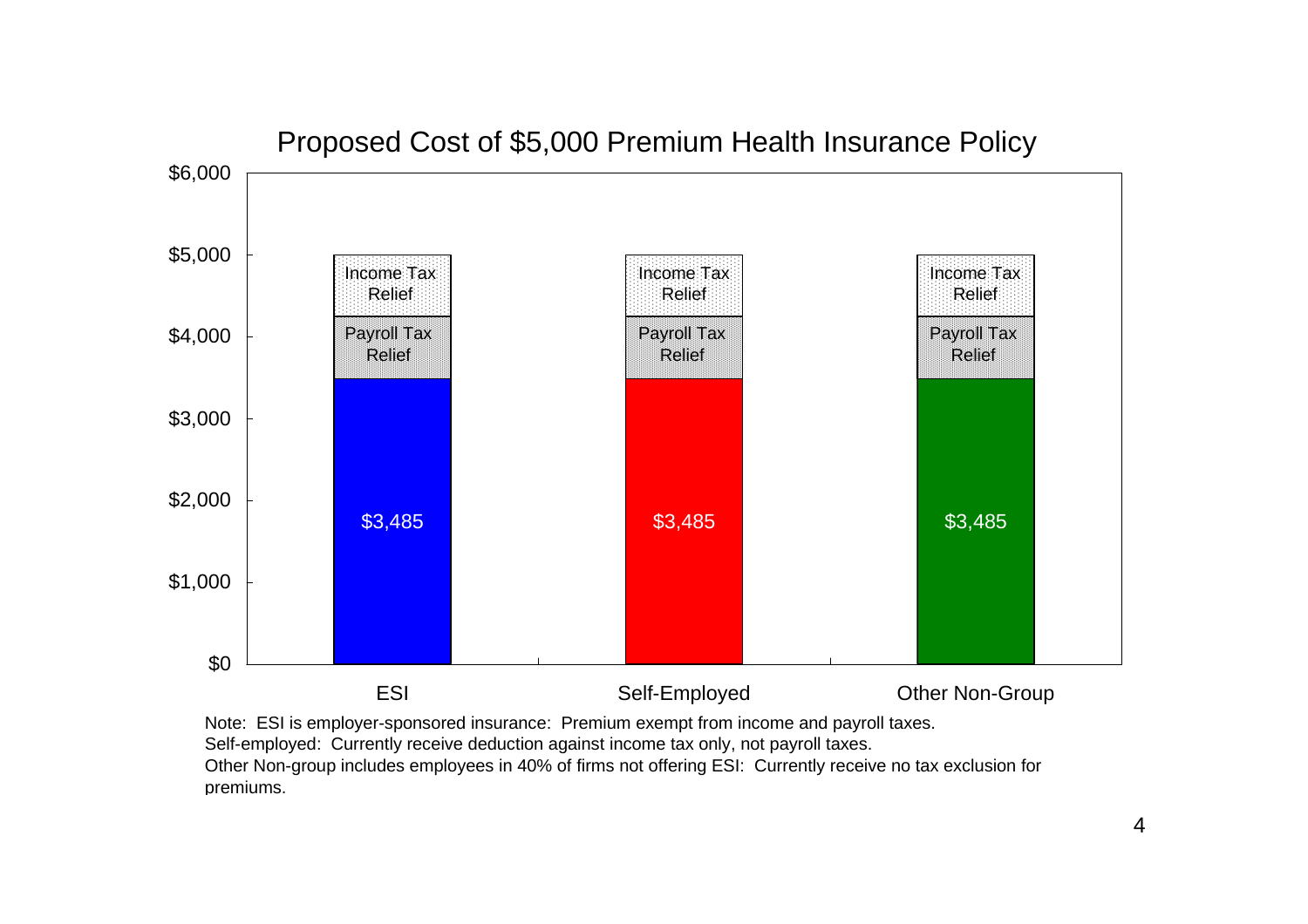## Proposed Cost of $5,000 Premium Health Insurance Policy

| | ESI | Self-Employed | Other Non-Group |
|---|---|---|---|
| Income Tax Relief | Income Tax Relief | Income Tax Relief | Income Tax Relief |
| Payroll Tax Relief | Payroll Tax Relief | Payroll Tax Relief | Payroll Tax Relief |
| Cost | $3,485 | $3,485 | $3,485 |

Note: ESI is employer-sponsored insurance: Premium exempt from income and payroll taxes.
Self-employed: Currently receive deduction against income tax only, not payroll taxes.
Other Non-group includes employees in 40% of firms not offering ESI: Currently receive no tax exclusion for premiums.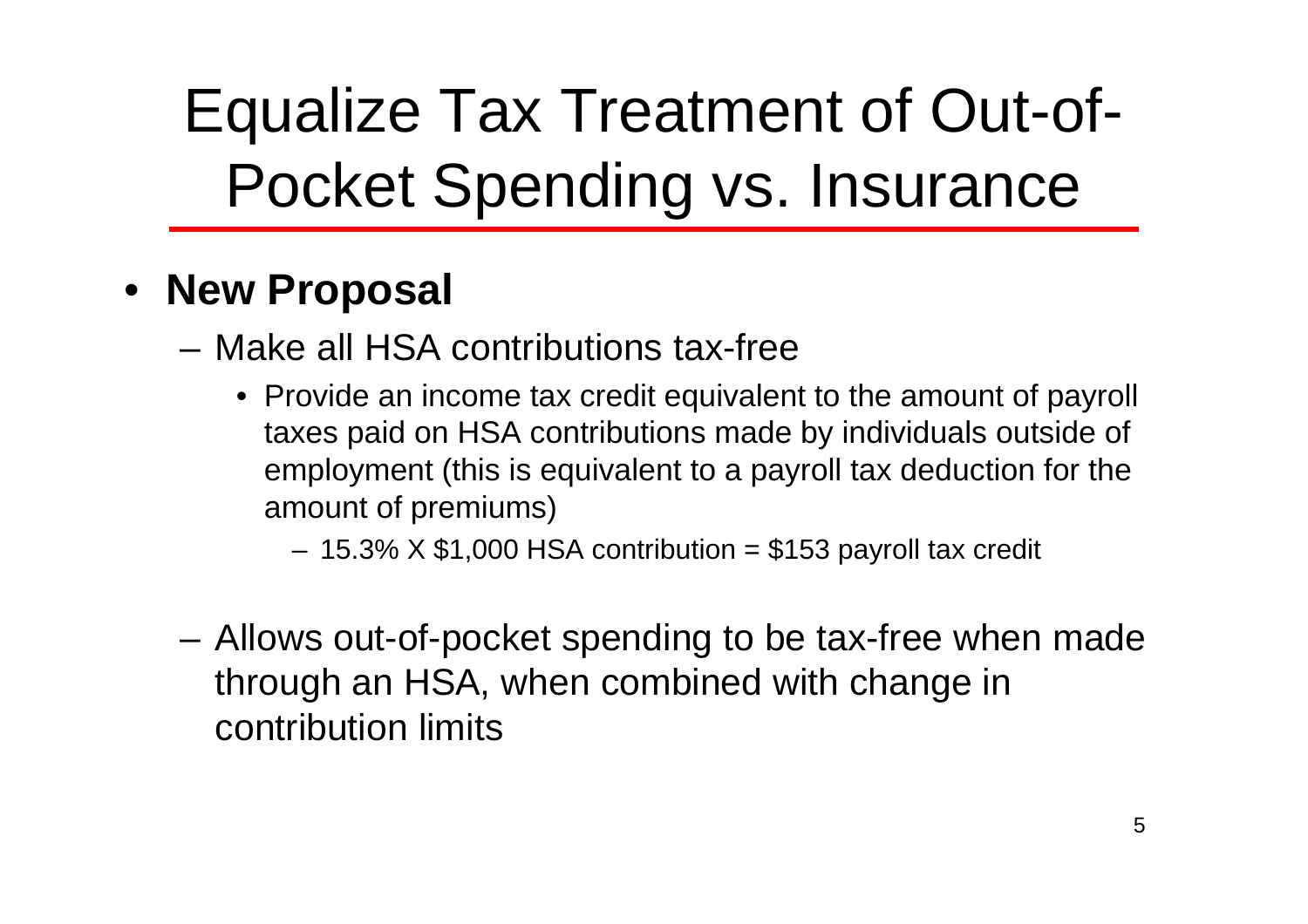# Equalize Tax Treatment of Out-of-Pocket Spending vs. Insurance

- **New Proposal**
  - Make all HSA contributions tax-free
    - Provide an income tax credit equivalent to the amount of payroll taxes paid on HSA contributions made by individuals outside of employment (this is equivalent to a payroll tax deduction for the amount of premiums)
      - 15.3% X $1,000 HSA contribution = $153 payroll tax credit
  - Allows out-of-pocket spending to be tax-free when made through an HSA, when combined with change in contribution limits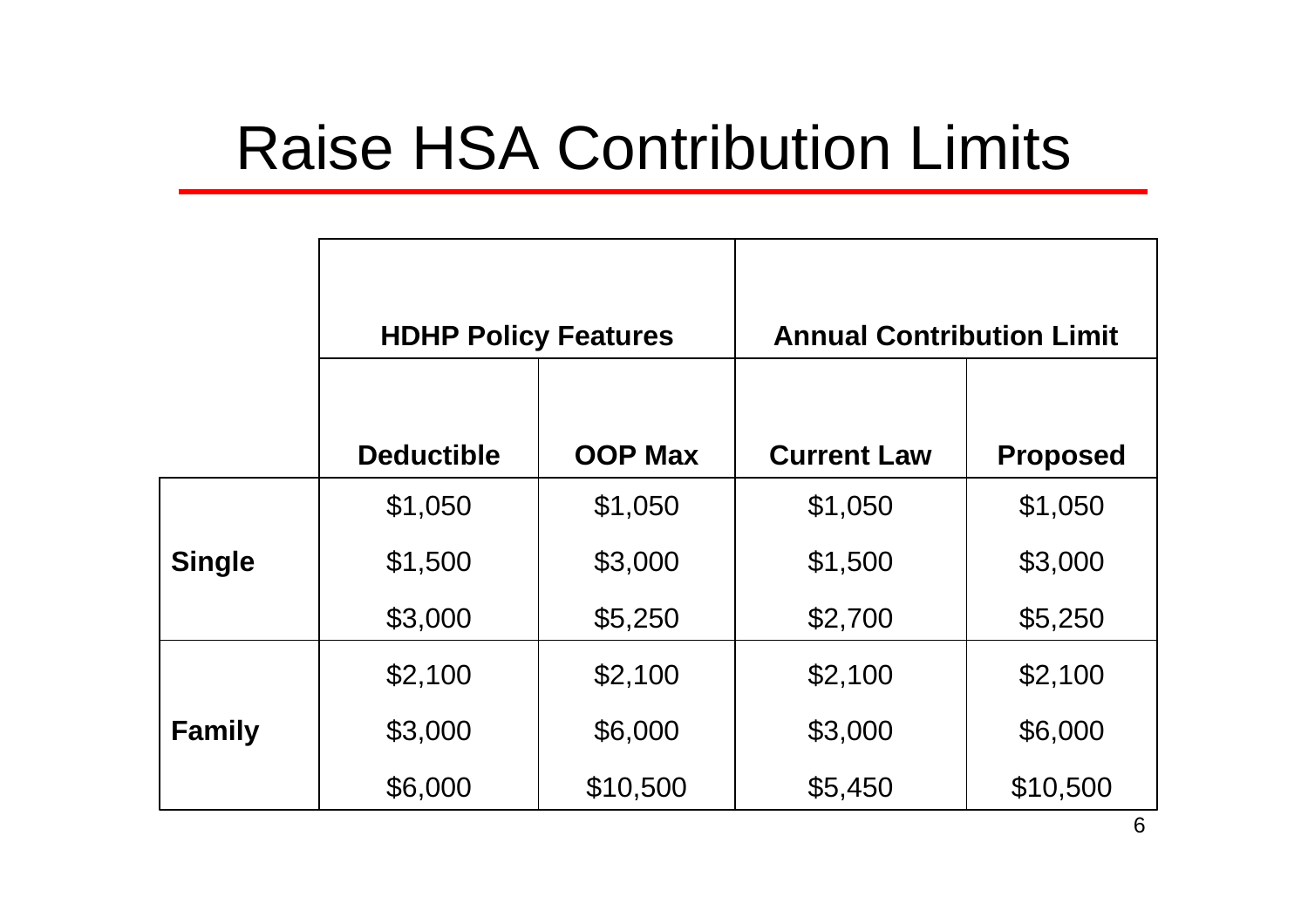# Raise HSA Contribution Limits

| | HDHP Policy Features | | Annual Contribution Limit | |
|---|---|---|---|---|
| | **Deductible** | **OOP Max** | **Current Law** | **Proposed** |
| **Single** | $1,050 | $1,050 | $1,050 | $1,050 |
| | $1,500 | $3,000 | $1,500 | $3,000 |
| | $3,000 | $5,250 | $2,700 | $5,250 |
| **Family** | $2,100 | $2,100 | $2,100 | $2,100 |
| | $3,000 | $6,000 | $3,000 | $6,000 |
| | $6,000 | $10,500 | $5,450 | $10,500 |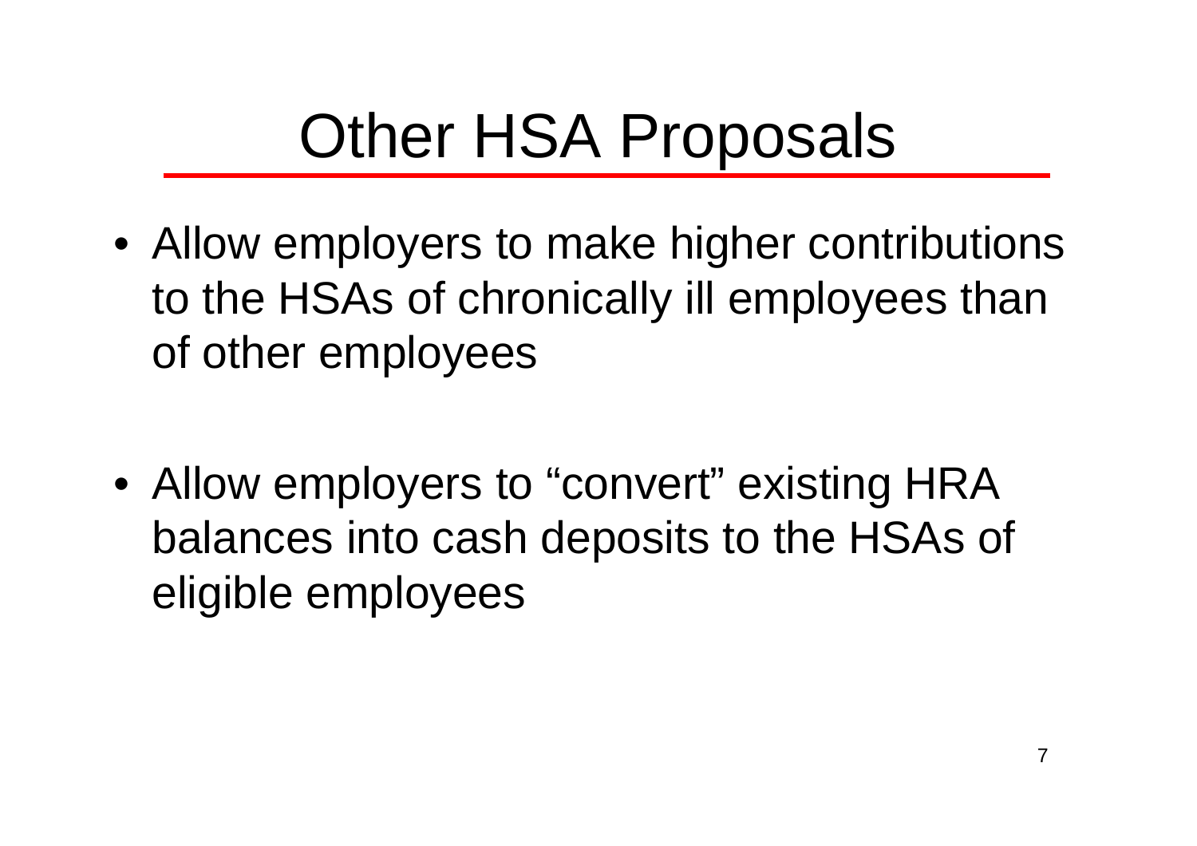# Other HSA Proposals

- Allow employers to make higher contributions to the HSAs of chronically ill employees than of other employees
- Allow employers to "convert" existing HRA balances into cash deposits to the HSAs of eligible employees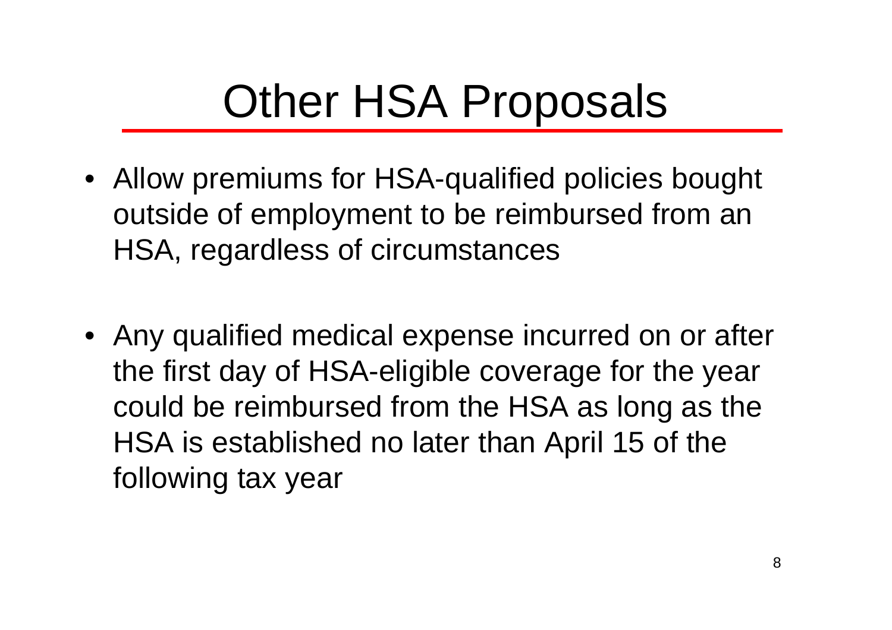# Other HSA Proposals

- Allow premiums for HSA-qualified policies bought outside of employment to be reimbursed from an HSA, regardless of circumstances

- Any qualified medical expense incurred on or after the first day of HSA-eligible coverage for the year could be reimbursed from the HSA as long as the HSA is established no later than April 15 of the following tax year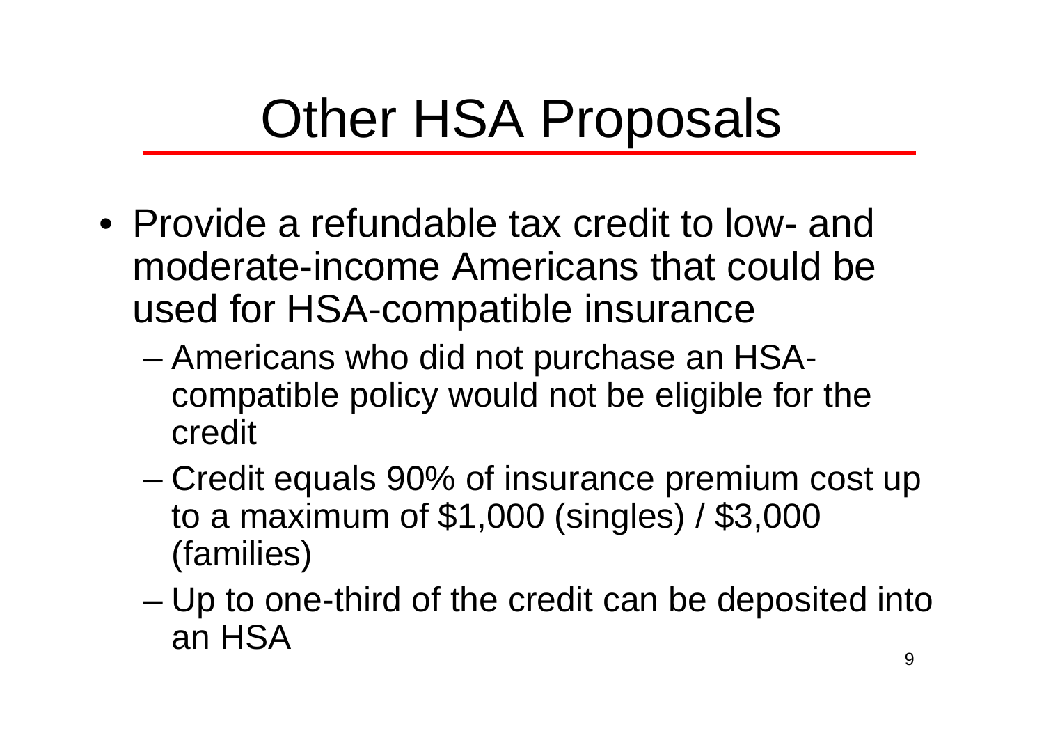# Other HSA Proposals

- Provide a refundable tax credit to low- and moderate-income Americans that could be used for HSA-compatible insurance
  - Americans who did not purchase an HSA-compatible policy would not be eligible for the credit
  - Credit equals 90% of insurance premium cost up to a maximum of $1,000 (singles) / $3,000 (families)
  - Up to one-third of the credit can be deposited into an HSA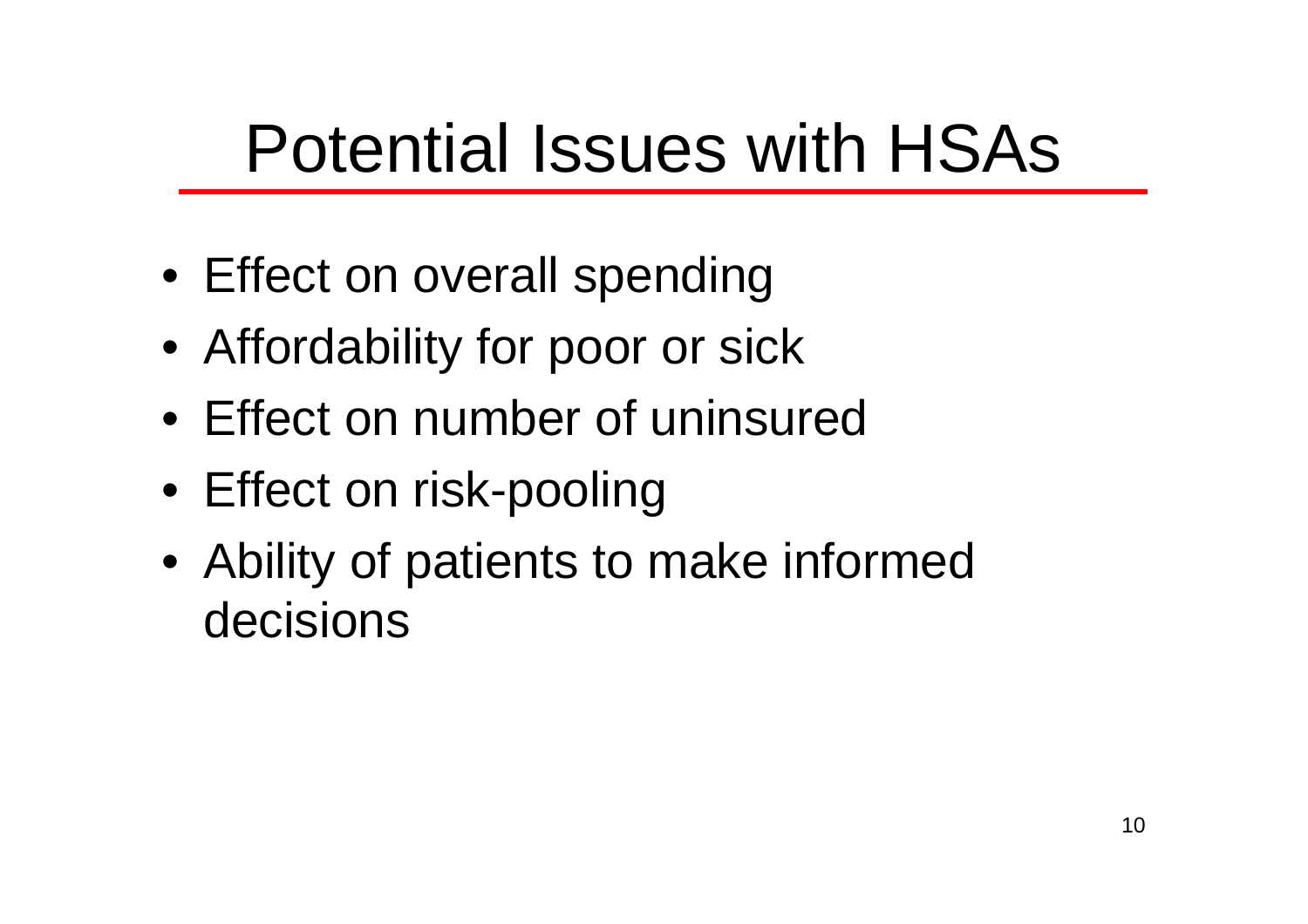# Potential Issues with HSAs

- Effect on overall spending
- Affordability for poor or sick
- Effect on number of uninsured
- Effect on risk-pooling
- Ability of patients to make informed decisions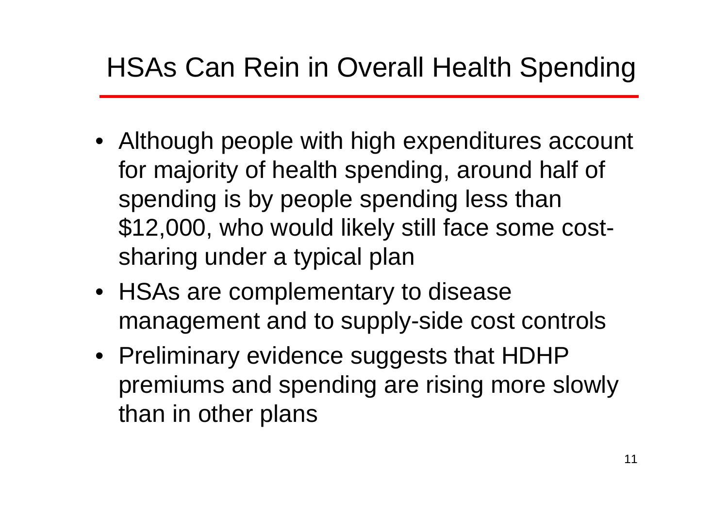# HSAs Can Rein in Overall Health Spending

- Although people with high expenditures account for majority of health spending, around half of spending is by people spending less than $12,000, who would likely still face some cost-sharing under a typical plan
- HSAs are complementary to disease management and to supply-side cost controls
- Preliminary evidence suggests that HDHP premiums and spending are rising more slowly than in other plans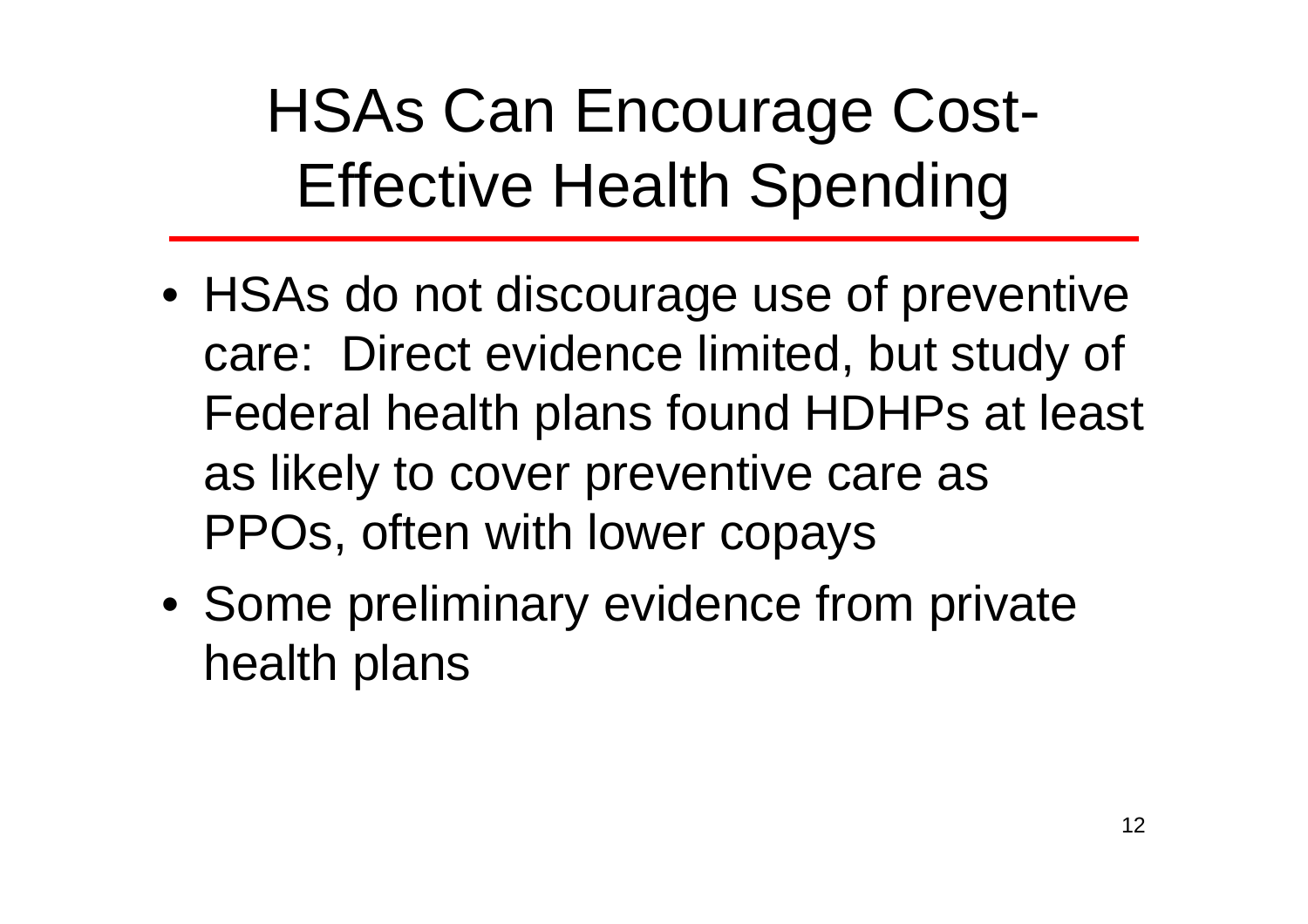# HSAs Can Encourage Cost-Effective Health Spending

- HSAs do not discourage use of preventive care: Direct evidence limited, but study of Federal health plans found HDHPs at least as likely to cover preventive care as PPOs, often with lower copays
- Some preliminary evidence from private health plans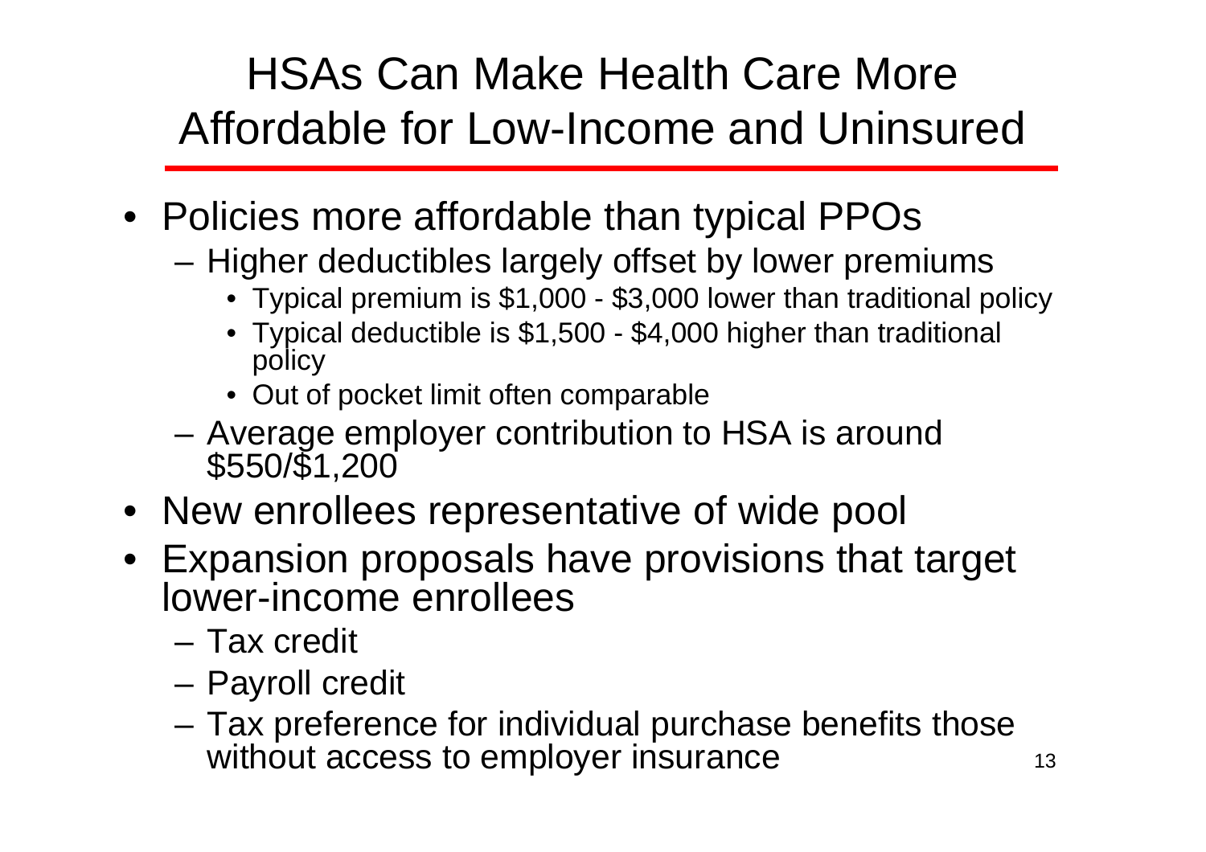# HSAs Can Make Health Care More Affordable for Low-Income and Uninsured

- Policies more affordable than typical PPOs
  - Higher deductibles largely offset by lower premiums
    - Typical premium is $1,000 - $3,000 lower than traditional policy
    - Typical deductible is $1,500 - $4,000 higher than traditional policy
    - Out of pocket limit often comparable
  - Average employer contribution to HSA is around $550/$1,200
- New enrollees representative of wide pool
- Expansion proposals have provisions that target lower-income enrollees
  - Tax credit
  - Payroll credit
  - Tax preference for individual purchase benefits those without access to employer insurance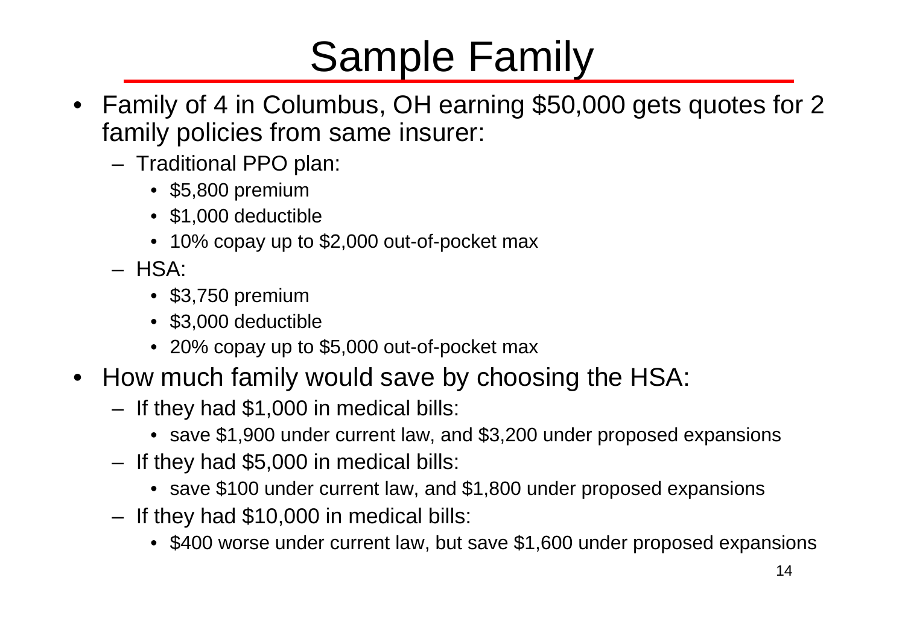# Sample Family

- Family of 4 in Columbus, OH earning $50,000 gets quotes for 2 family policies from same insurer:
  - Traditional PPO plan:
    - $5,800 premium
    - $1,000 deductible
    - 10% copay up to $2,000 out-of-pocket max
  - HSA:
    - $3,750 premium
    - $3,000 deductible
    - 20% copay up to $5,000 out-of-pocket max
- How much family would save by choosing the HSA:
  - If they had $1,000 in medical bills:
    - save $1,900 under current law, and $3,200 under proposed expansions
  - If they had $5,000 in medical bills:
    - save $100 under current law, and $1,800 under proposed expansions
  - If they had $10,000 in medical bills:
    - $400 worse under current law, but save $1,600 under proposed expansions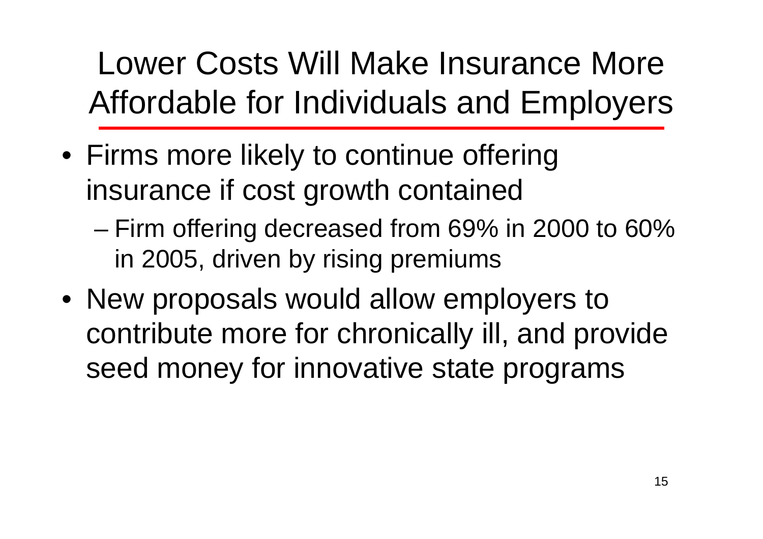# Lower Costs Will Make Insurance More Affordable for Individuals and Employers

- Firms more likely to continue offering insurance if cost growth contained
  - Firm offering decreased from 69% in 2000 to 60% in 2005, driven by rising premiums
- New proposals would allow employers to contribute more for chronically ill, and provide seed money for innovative state programs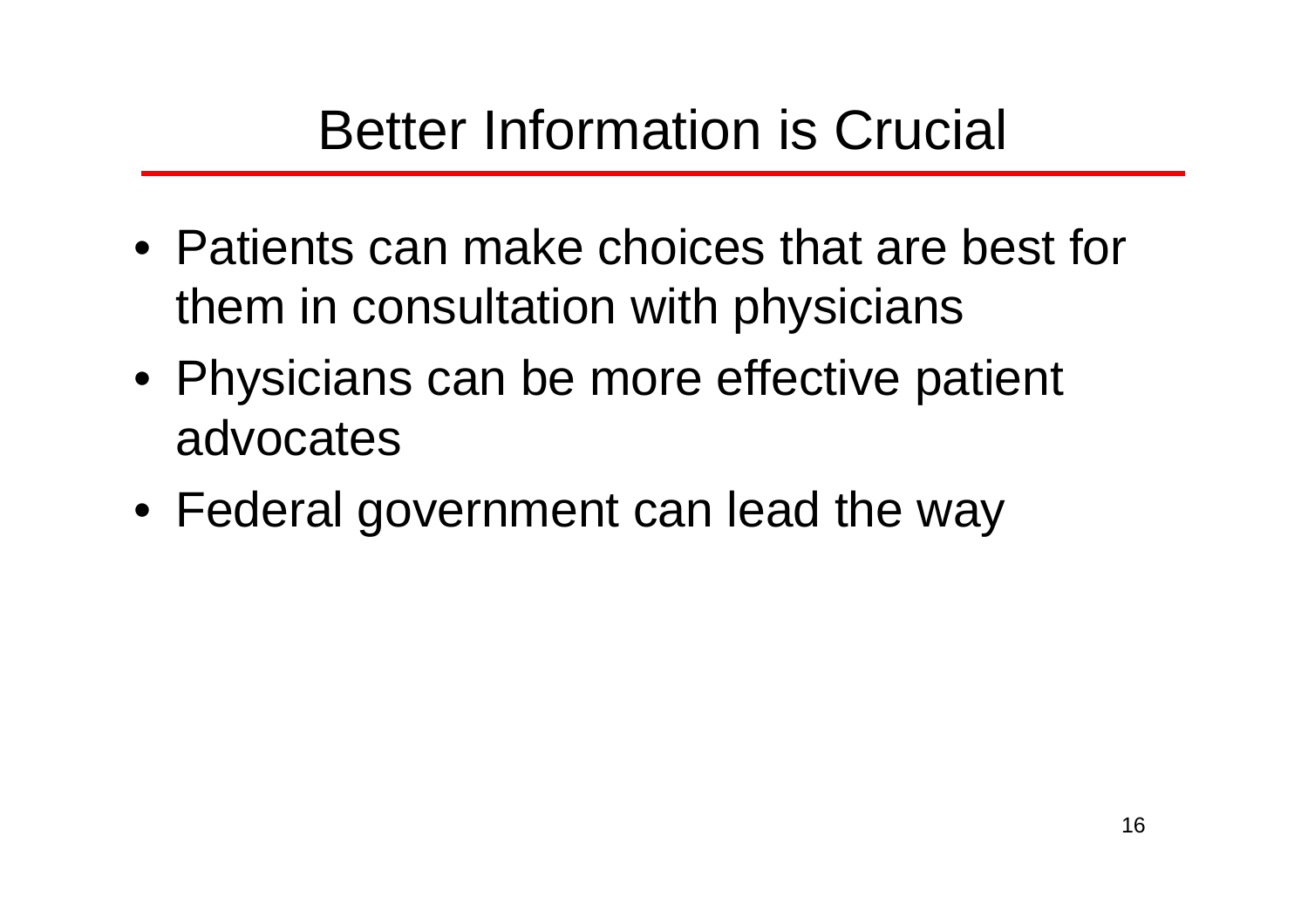# Better Information is Crucial

- Patients can make choices that are best for them in consultation with physicians
- Physicians can be more effective patient advocates
- Federal government can lead the way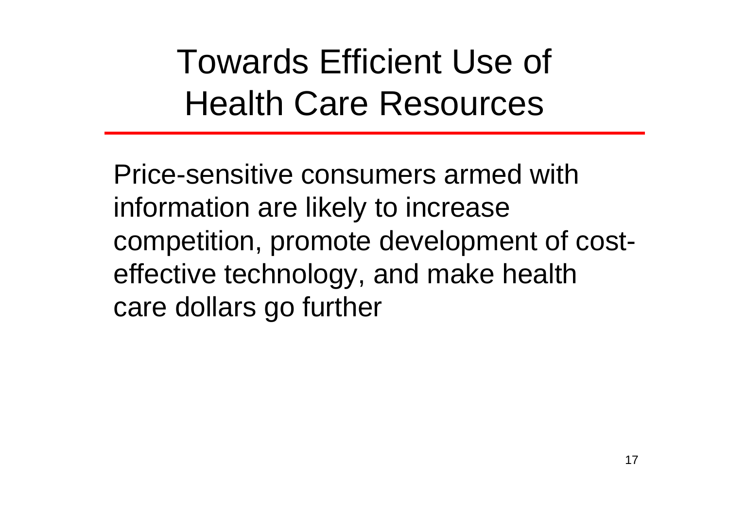# Towards Efficient Use of Health Care Resources

Price-sensitive consumers armed with information are likely to increase competition, promote development of cost-effective technology, and make health care dollars go further